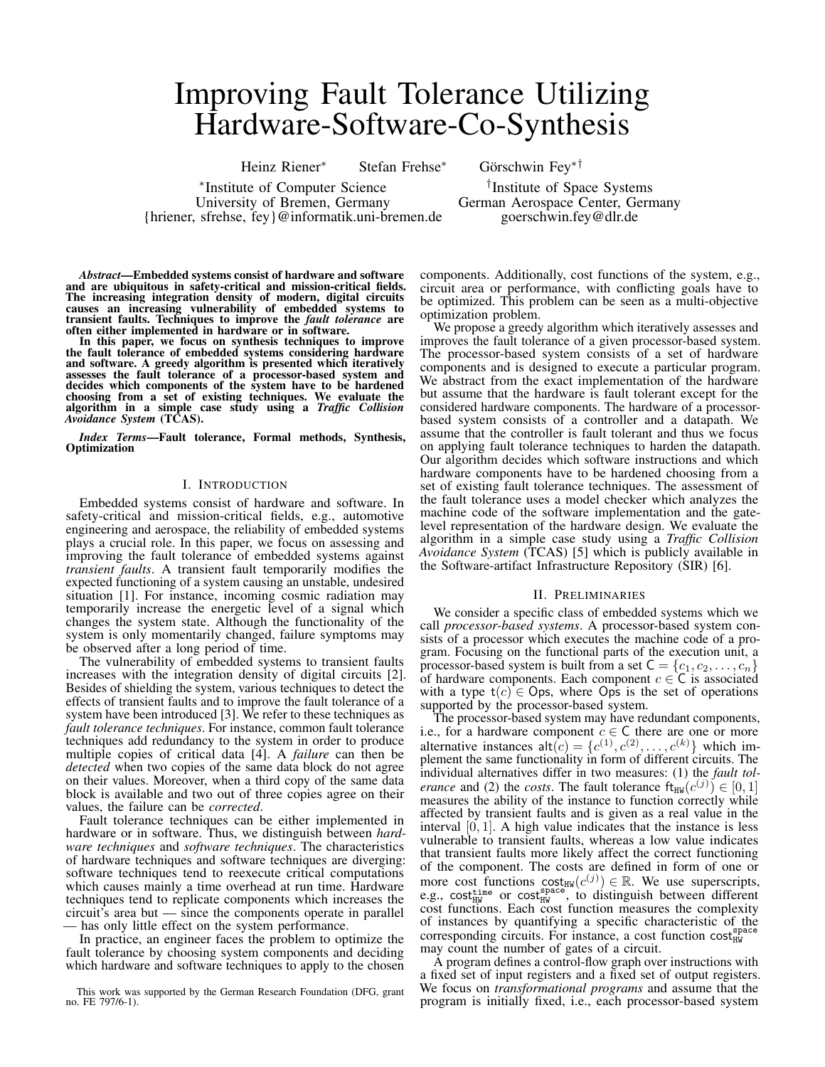# Improving Fault Tolerance Utilizing Hardware-Software-Co-Synthesis

Heinz Riener* Stefan Frehse* Görschwin Fey*†

*Institute of Computer Science, University of Bremen, Germany
{hriener, sfrehse, fey}@informatik.uni-bremen.de

†Institute of Space Systems, German Aerospace Center, Germany
goerschwin.fey@dlr.de

***Abstract*—Embedded systems consist of hardware and software and are ubiquitous in safety-critical and mission-critical fields. The increasing integration density of modern, digital circuits causes an increasing vulnerability of embedded systems to transient faults. Techniques to improve the *fault tolerance* are often either implemented in hardware or in software.**

**In this paper, we focus on synthesis techniques to improve the fault tolerance of embedded systems considering hardware and software. A greedy algorithm is presented which iteratively assesses the fault tolerance of a processor-based system and decides which components of the system have to be hardened choosing from a set of existing techniques. We evaluate the algorithm in a simple case study using a *Traffic Collision Avoidance System* (TCAS).**

***Index Terms*—Fault tolerance, Formal methods, Synthesis, Optimization**

## I. Introduction

Embedded systems consist of hardware and software. In safety-critical and mission-critical fields, e.g., automotive engineering and aerospace, the reliability of embedded systems plays a crucial role. In this paper, we focus on assessing and improving the fault tolerance of embedded systems against *transient faults*. A transient fault temporarily modifies the expected functioning of a system causing an unstable, undesired situation [1]. For instance, incoming cosmic radiation may temporarily increase the energetic level of a signal which changes the system state. Although the functionality of the system is only momentarily changed, failure symptoms may be observed after a long period of time.

The vulnerability of embedded systems to transient faults increases with the integration density of digital circuits [2]. Besides of shielding the system, various techniques to detect the effects of transient faults and to improve the fault tolerance of a system have been introduced [3]. We refer to these techniques as *fault tolerance techniques*. For instance, common fault tolerance techniques add redundancy to the system in order to produce multiple copies of critical data [4]. A *failure* can then be *detected* when two copies of the same data block do not agree on their values. Moreover, when a third copy of the same data block is available and two out of three copies agree on their values, the failure can be *corrected*.

Fault tolerance techniques can be either implemented in hardware or in software. Thus, we distinguish between *hardware techniques* and *software techniques*. The characteristics of hardware techniques and software techniques are diverging: software techniques tend to reexecute critical computations which causes mainly a time overhead at run time. Hardware techniques tend to replicate components which increases the circuit's area but — since the components operate in parallel — has only little effect on the system performance.

In practice, an engineer faces the problem to optimize the fault tolerance by choosing system components and deciding which hardware and software techniques to apply to the chosen components. Additionally, cost functions of the system, e.g., circuit area or performance, with conflicting goals have to be optimized. This problem can be seen as a multi-objective optimization problem.

We propose a greedy algorithm which iteratively assesses and improves the fault tolerance of a given processor-based system. The processor-based system consists of a set of hardware components and is designed to execute a particular program. We abstract from the exact implementation of the hardware but assume that the hardware is fault tolerant except for the considered hardware components. The hardware of a processor-based system consists of a controller and a datapath. We assume that the controller is fault tolerant and thus we focus on applying fault tolerance techniques to harden the datapath. Our algorithm decides which software instructions and which hardware components have to be hardened choosing from a set of existing fault tolerance techniques. The assessment of the fault tolerance uses a model checker which analyzes the machine code of the software implementation and the gate-level representation of the hardware design. We evaluate the algorithm in a simple case study using a *Traffic Collision Avoidance System* (TCAS) [5] which is publicly available in the Software-artifact Infrastructure Repository (SIR) [6].

## II. Preliminaries

We consider a specific class of embedded systems which we call *processor-based systems*. A processor-based system consists of a processor which executes the machine code of a program. Focusing on the functional parts of the execution unit, a processor-based system is built from a set $\mathsf{C} = \{c_1, c_2, \ldots, c_n\}$ of hardware components. Each component $c \in \mathsf{C}$ is associated with a type $\mathsf{t}(c) \in \mathsf{Ops}$, where $\mathsf{Ops}$ is the set of operations supported by the processor-based system.

The processor-based system may have redundant components, i.e., for a hardware component $c \in \mathsf{C}$ there are one or more alternative instances $\mathsf{alt}(c) = \{c^{(1)}, c^{(2)}, \ldots, c^{(k)}\}$ which implement the same functionality in form of different circuits. The individual alternatives differ in two measures: (1) the *fault tolerance* and (2) the *costs*. The fault tolerance $\mathsf{ft}_{\mathtt{HW}}(c^{(j)}) \in [0, 1]$ measures the ability of the instance to function correctly while affected by transient faults and is given as a real value in the interval $[0, 1]$. A high value indicates that the instance is less vulnerable to transient faults, whereas a low value indicates that transient faults more likely affect the correct functioning of the component. The costs are defined in form of one or more cost functions $\mathsf{cost}_{\mathtt{HW}}(c^{(j)}) \in \mathbb{R}$. We use superscripts, e.g., $\mathsf{cost}^{\mathtt{time}}_{\mathtt{HW}}$ or $\mathsf{cost}^{\mathtt{space}}_{\mathtt{HW}}$, to distinguish between different cost functions. Each cost function measures the complexity of instances by quantifying a specific characteristic of the corresponding circuits. For instance, a cost function $\mathsf{cost}^{\mathtt{space}}_{\mathtt{HW}}$ may count the number of gates of a circuit.

A program defines a control-flow graph over instructions with a fixed set of input registers and a fixed set of output registers. We focus on *transformational programs* and assume that the program is initially fixed, i.e., each processor-based system

This work was supported by the German Research Foundation (DFG, grant no. FE 797/6-1).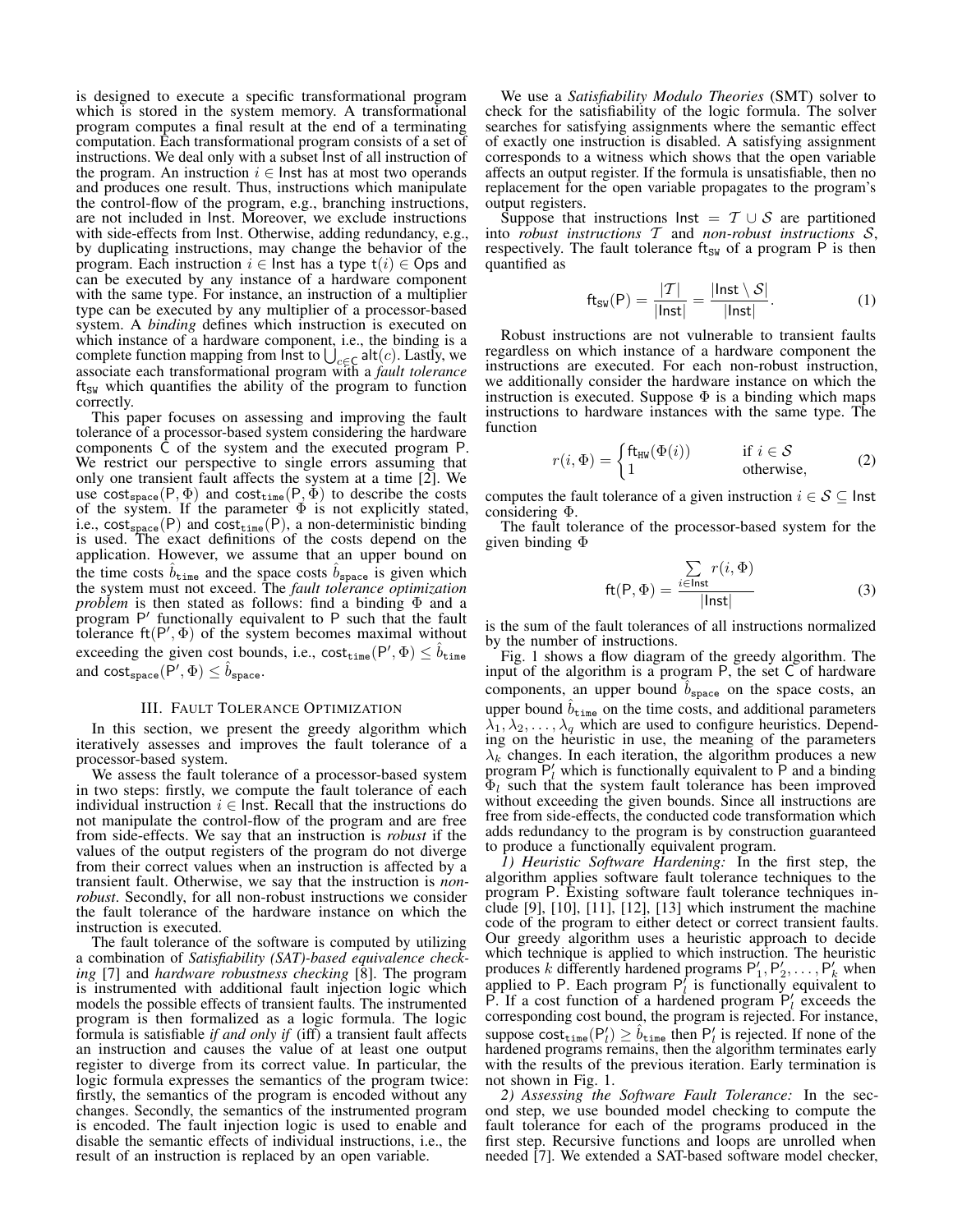is designed to execute a specific transformational program which is stored in the system memory. A transformational program computes a final result at the end of a terminating computation. Each transformational program consists of a set of instructions. We deal only with a subset $\mathsf{Inst}$ of all instruction of the program. An instruction $i \in \mathsf{Inst}$ has at most two operands and produces one result. Thus, instructions which manipulate the control-flow of the program, e.g., branching instructions, are not included in $\mathsf{Inst}$. Moreover, we exclude instructions with side-effects from $\mathsf{Inst}$. Otherwise, adding redundancy, e.g., by duplicating instructions, may change the behavior of the program. Each instruction $i \in \mathsf{Inst}$ has a type $\mathsf{t}(i) \in \mathsf{Ops}$ and can be executed by any instance of a hardware component with the same type. For instance, an instruction of a multiplier type can be executed by any multiplier of a processor-based system. A *binding* defines which instruction is executed on which instance of a hardware component, i.e., the binding is a complete function mapping from $\mathsf{Inst}$ to $\bigcup_{c \in \mathsf{C}} \mathsf{alt}(c)$. Lastly, we associate each transformational program with a *fault tolerance* $\mathsf{ft}_{\mathtt{SW}}$ which quantifies the ability of the program to function correctly.

This paper focuses on assessing and improving the fault tolerance of a processor-based system considering the hardware components $\mathsf{C}$ of the system and the executed program $\mathsf{P}$. We restrict our perspective to single errors assuming that only one transient fault affects the system at a time [2]. We use $\mathsf{cost}_{\mathtt{space}}(\mathsf{P}, \Phi)$ and $\mathsf{cost}_{\mathtt{time}}(\mathsf{P}, \Phi)$ to describe the costs of the system. If the parameter $\Phi$ is not explicitly stated, i.e., $\mathsf{cost}_{\mathtt{space}}(\mathsf{P})$ and $\mathsf{cost}_{\mathtt{time}}(\mathsf{P})$, a non-deterministic binding is used. The exact definitions of the costs depend on the application. However, we assume that an upper bound on the time costs $\hat{b}_{\mathtt{time}}$ and the space costs $\hat{b}_{\mathtt{space}}$ is given which the system must not exceed. The *fault tolerance optimization problem* is then stated as follows: find a binding $\Phi$ and a program $\mathsf{P}'$ functionally equivalent to $\mathsf{P}$ such that the fault tolerance $\mathsf{ft}(\mathsf{P}', \Phi)$ of the system becomes maximal without exceeding the given cost bounds, i.e., $\mathsf{cost}_{\mathtt{time}}(\mathsf{P}', \Phi) \leq \hat{b}_{\mathtt{time}}$ and $\mathsf{cost}_{\mathtt{space}}(\mathsf{P}', \Phi) \leq \hat{b}_{\mathtt{space}}$.

## III. Fault Tolerance Optimization

In this section, we present the greedy algorithm which iteratively assesses and improves the fault tolerance of a processor-based system.

We assess the fault tolerance of a processor-based system in two steps: firstly, we compute the fault tolerance of each individual instruction $i \in \mathsf{Inst}$. Recall that the instructions do not manipulate the control-flow of the program and are free from side-effects. We say that an instruction is *robust* if the values of the output registers of the program do not diverge from their correct values when an instruction is affected by a transient fault. Otherwise, we say that the instruction is *non-robust*. Secondly, for all non-robust instructions we consider the fault tolerance of the hardware instance on which the instruction is executed.

The fault tolerance of the software is computed by utilizing a combination of *Satisfiability (SAT)-based equivalence checking* [7] and *hardware robustness checking* [8]. The program is instrumented with additional fault injection logic which models the possible effects of transient faults. The instrumented program is then formalized as a logic formula. The logic formula is satisfiable *if and only if* (iff) a transient fault affects an instruction and causes the value of at least one output register to diverge from its correct value. In particular, the logic formula expresses the semantics of the program twice: firstly, the semantics of the program is encoded without any changes. Secondly, the semantics of the instrumented program is encoded. The fault injection logic is used to enable and disable the semantic effects of individual instructions, i.e., the result of an instruction is replaced by an open variable.

We use a *Satisfiability Modulo Theories* (SMT) solver to check for the satisfiability of the logic formula. The solver searches for satisfying assignments where the semantic effect of exactly one instruction is disabled. A satisfying assignment corresponds to a witness which shows that the open variable affects an output register. If the formula is unsatisfiable, then no replacement for the open variable propagates to the program's output registers.

Suppose that instructions $\mathsf{Inst} = \mathcal{T} \cup \mathcal{S}$ are partitioned into *robust instructions* $\mathcal{T}$ and *non-robust instructions* $\mathcal{S}$, respectively. The fault tolerance $\mathsf{ft}_{\mathtt{SW}}$ of a program $\mathsf{P}$ is then quantified as

$$\mathsf{ft}_{\mathtt{SW}}(\mathsf{P}) = \frac{|\mathcal{T}|}{|\mathsf{Inst}|} = \frac{|\mathsf{Inst} \setminus \mathcal{S}|}{|\mathsf{Inst}|}. \tag{1}$$

Robust instructions are not vulnerable to transient faults regardless on which instance of a hardware component the instructions are executed. For each non-robust instruction, we additionally consider the hardware instance on which the instruction is executed. Suppose $\Phi$ is a binding which maps instructions to hardware instances with the same type. The function

$$r(i, \Phi) = \begin{cases} \mathsf{ft}_{\mathtt{HW}}(\Phi(i)) & \text{if } i \in \mathcal{S} \\ 1 & \text{otherwise,} \end{cases} \tag{2}$$

computes the fault tolerance of a given instruction $i \in \mathcal{S} \subseteq \mathsf{Inst}$ considering $\Phi$.

The fault tolerance of the processor-based system for the given binding $\Phi$

$$\mathsf{ft}(\mathsf{P}, \Phi) = \frac{\sum\limits_{i \in \mathsf{Inst}} r(i, \Phi)}{|\mathsf{Inst}|} \tag{3}$$

is the sum of the fault tolerances of all instructions normalized by the number of instructions.

Fig. 1 shows a flow diagram of the greedy algorithm. The input of the algorithm is a program $\mathsf{P}$, the set $\mathsf{C}$ of hardware components, an upper bound $\hat{b}_{\mathtt{space}}$ on the space costs, an upper bound $\hat{b}_{\mathtt{time}}$ on the time costs, and additional parameters $\lambda_1, \lambda_2, \ldots, \lambda_q$ which are used to configure heuristics. Depending on the heuristic in use, the meaning of the parameters $\lambda_k$ changes. In each iteration, the algorithm produces a new program $\mathsf{P}'_l$ which is functionally equivalent to $\mathsf{P}$ and a binding $\Phi_l$ such that the system fault tolerance has been improved without exceeding the given bounds. Since all instructions are free from side-effects, the conducted code transformation which adds redundancy to the program is by construction guaranteed to produce a functionally equivalent program.

*1) Heuristic Software Hardening:* In the first step, the algorithm applies software fault tolerance techniques to the program $\mathsf{P}$. Existing software fault tolerance techniques include [9], [10], [11], [12], [13] which instrument the machine code of the program to either detect or correct transient faults. Our greedy algorithm uses a heuristic approach to decide which technique is applied to which instruction. The heuristic produces $k$ differently hardened programs $\mathsf{P}'_1, \mathsf{P}'_2, \ldots, \mathsf{P}'_k$ when applied to $\mathsf{P}$. Each program $\mathsf{P}'_l$ is functionally equivalent to $\mathsf{P}$. If a cost function of a hardened program $\mathsf{P}'_l$ exceeds the corresponding cost bound, the program is rejected. For instance, suppose $\mathsf{cost}_{\mathtt{time}}(\mathsf{P}'_l) \geq \hat{b}_{\mathtt{time}}$ then $\mathsf{P}'_l$ is rejected. If none of the hardened programs remains, then the algorithm terminates early with the results of the previous iteration. Early termination is not shown in Fig. 1.

*2) Assessing the Software Fault Tolerance:* In the second step, we use bounded model checking to compute the fault tolerance for each of the programs produced in the first step. Recursive functions and loops are unrolled when needed [7]. We extended a SAT-based software model checker,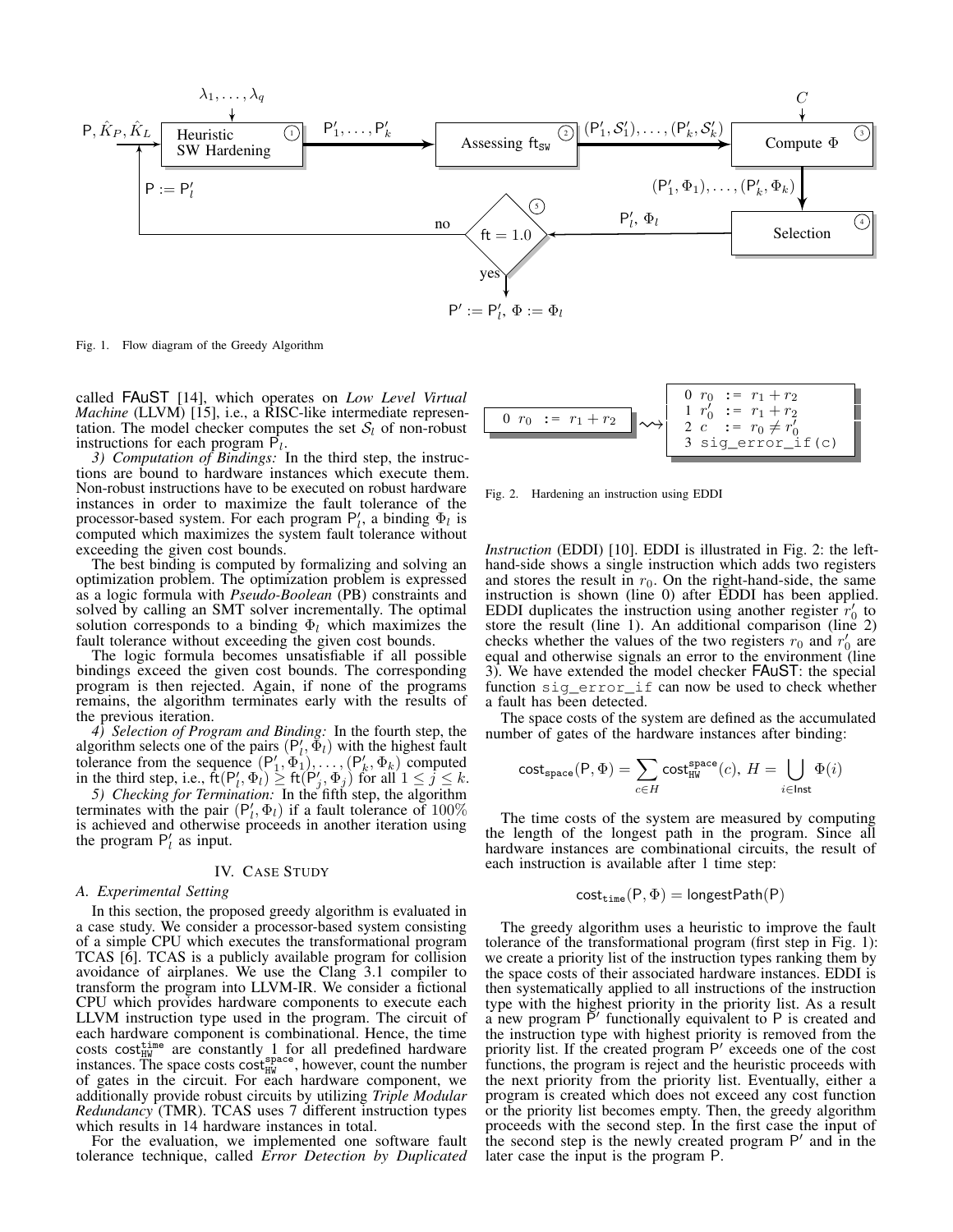Fig. 1. Flow diagram of the Greedy Algorithm

called FAuST [14], which operates on *Low Level Virtual Machine* (LLVM) [15], i.e., a RISC-like intermediate representation. The model checker computes the set $\mathcal{S}_l$ of non-robust instructions for each program $\mathsf{P}_l$.

*3) Computation of Bindings:* In the third step, the instructions are bound to hardware instances which execute them. Non-robust instructions have to be executed on robust hardware instances in order to maximize the fault tolerance of the processor-based system. For each program $\mathsf{P}'_l$, a binding $\Phi_l$ is computed which maximizes the system fault tolerance without exceeding the given cost bounds.

The best binding is computed by formalizing and solving an optimization problem. The optimization problem is expressed as a logic formula with *Pseudo-Boolean* (PB) constraints and solved by calling an SMT solver incrementally. The optimal solution corresponds to a binding $\Phi_l$ which maximizes the fault tolerance without exceeding the given cost bounds.

The logic formula becomes unsatisfiable if all possible bindings exceed the given cost bounds. The corresponding program is then rejected. Again, if none of the programs remains, the algorithm terminates early with the results of the previous iteration.

*4) Selection of Program and Binding:* In the fourth step, the algorithm selects one of the pairs $(\mathsf{P}'_l, \Phi_l)$ with the highest fault tolerance from the sequence $(\mathsf{P}'_1, \Phi_1), \ldots, (\mathsf{P}'_k, \Phi_k)$ computed in the third step, i.e., $\mathsf{ft}(\mathsf{P}'_l, \Phi_l) \geq \mathsf{ft}(\mathsf{P}'_j, \Phi_j)$ for all $1 \leq j \leq k$.

*5) Checking for Termination:* In the fifth step, the algorithm terminates with the pair $(\mathsf{P}'_l, \Phi_l)$ if a fault tolerance of $100\%$ is achieved and otherwise proceeds in another iteration using the program $\mathsf{P}'_l$ as input.

## IV. Case Study

### A. Experimental Setting

In this section, the proposed greedy algorithm is evaluated in a case study. We consider a processor-based system consisting of a simple CPU which executes the transformational program TCAS [6]. TCAS is a publicly available program for collision avoidance of airplanes. We use the Clang 3.1 compiler to transform the program into LLVM-IR. We consider a fictional CPU which provides hardware components to execute each LLVM instruction type used in the program. The circuit of each hardware component is combinational. Hence, the time costs $\mathsf{cost}^{\mathtt{time}}_{\mathtt{HW}}$ are constantly 1 for all predefined hardware instances. The space costs $\mathsf{cost}^{\mathtt{space}}_{\mathtt{HW}}$, however, count the number of gates in the circuit. For each hardware component, we additionally provide robust circuits by utilizing *Triple Modular Redundancy* (TMR). TCAS uses 7 different instruction types which results in 14 hardware instances in total.

For the evaluation, we implemented one software fault tolerance technique, called *Error Detection by Duplicated Instruction* (EDDI) [10]. EDDI is illustrated in Fig. 2: the left-hand-side shows a single instruction which adds two registers and stores the result in $r_0$. On the right-hand-side, the same instruction is shown (line 0) after EDDI has been applied. EDDI duplicates the instruction using another register $r'_0$ to store the result (line 1). An additional comparison (line 2) checks whether the values of the two registers $r_0$ and $r'_0$ are equal and otherwise signals an error to the environment (line 3). We have extended the model checker FAuST: the special function `sig_error_if` can now be used to check whether a fault has been detected.

```
0 r0 := r1 + r2
```

$\rightsquigarrow$

```
0 r0  := r1 + r2
1 r0' := r1 + r2
2 c   := r0 ≠ r0'
3 sig_error_if(c)
```

Fig. 2. Hardening an instruction using EDDI

The space costs of the system are defined as the accumulated number of gates of the hardware instances after binding:

$$\mathsf{cost}_{\mathtt{space}}(\mathsf{P}, \Phi) = \sum_{c \in H} \mathsf{cost}^{\mathtt{space}}_{\mathtt{HW}}(c),\ H = \bigcup_{i \in \mathsf{Inst}} \Phi(i)$$

The time costs of the system are measured by computing the length of the longest path in the program. Since all hardware instances are combinational circuits, the result of each instruction is available after 1 time step:

$$\mathsf{cost}_{\mathtt{time}}(\mathsf{P}, \Phi) = \mathsf{longestPath}(\mathsf{P})$$

The greedy algorithm uses a heuristic to improve the fault tolerance of the transformational program (first step in Fig. 1): we create a priority list of the instruction types ranking them by the space costs of their associated hardware instances. EDDI is then systematically applied to all instructions of the instruction type with the highest priority in the priority list. As a result a new program $\mathsf{P}'$ functionally equivalent to $\mathsf{P}$ is created and the instruction type with highest priority is removed from the priority list. If the created program $\mathsf{P}'$ exceeds one of the cost functions, the program is reject and the heuristic proceeds with the next priority from the priority list. Eventually, either a program is created which does not exceed any cost function or the priority list becomes empty. Then, the greedy algorithm proceeds with the second step. In the first case the input of the second step is the newly created program $\mathsf{P}'$ and in the later case the input is the program $\mathsf{P}$.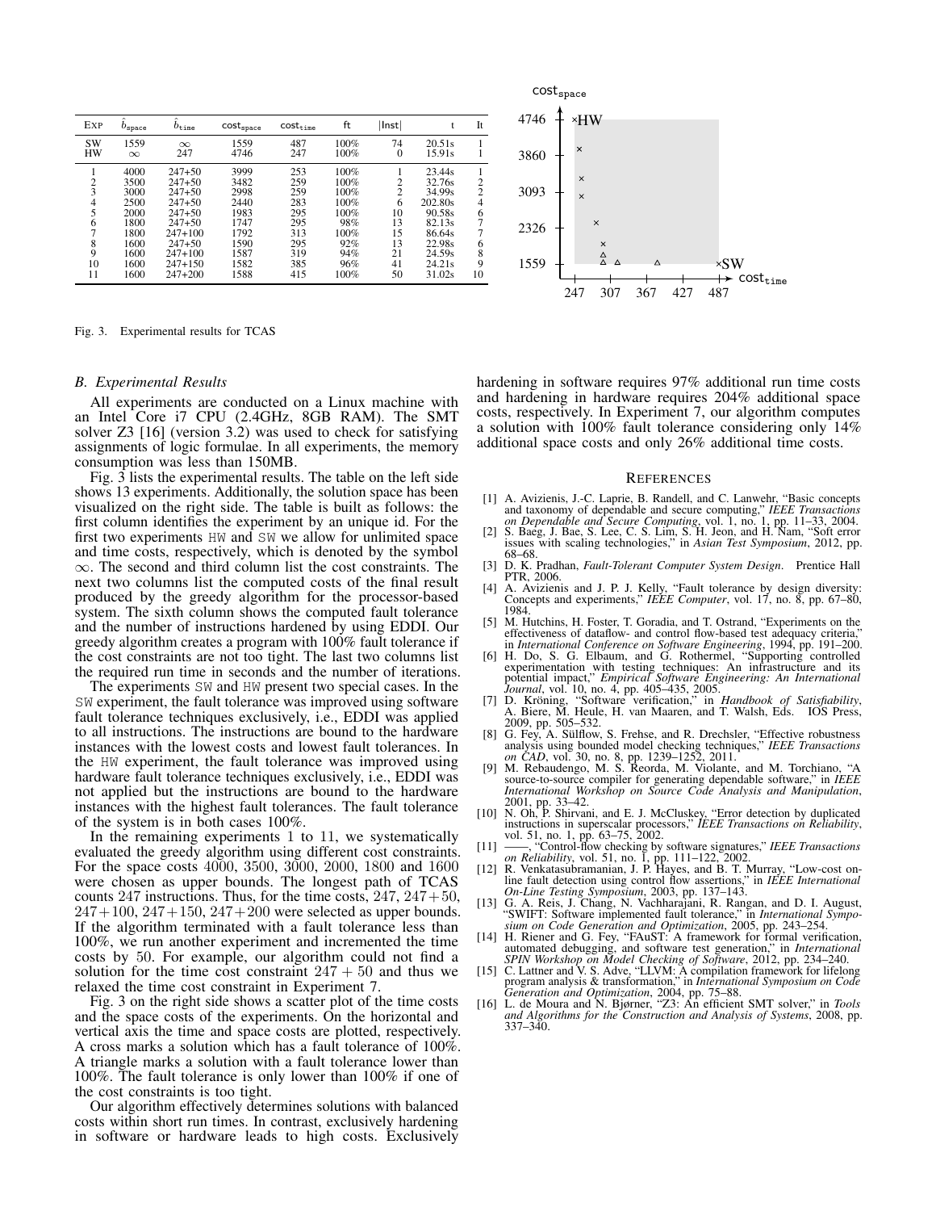| Exp | $\hat{b}_{\text{space}}$ | $\hat{b}_{\text{time}}$ | $\text{cost}_{\text{space}}$ | $\text{cost}_{\text{time}}$ | ft | \|Inst\| | t | It |
|---|---|---|---|---|---|---|---|---|
| SW | 1559 | $\infty$ | 1559 | 487 | 100% | 74 | 20.51s | 1 |
| HW | $\infty$ | 247 | 4746 | 247 | 100% | 0 | 15.91s | 1 |
| 1 | 4000 | 247+50 | 3999 | 253 | 100% | 1 | 23.44s | 1 |
| 2 | 3500 | 247+50 | 3482 | 259 | 100% | 2 | 32.76s | 2 |
| 3 | 3000 | 247+50 | 2998 | 259 | 100% | 2 | 34.99s | 2 |
| 4 | 2500 | 247+50 | 2440 | 283 | 100% | 6 | 202.80s | 4 |
| 5 | 2000 | 247+50 | 1983 | 295 | 100% | 10 | 90.58s | 6 |
| 6 | 1800 | 247+50 | 1747 | 295 | 98% | 13 | 82.13s | 7 |
| 7 | 1800 | 247+100 | 1792 | 313 | 100% | 15 | 86.64s | 7 |
| 8 | 1600 | 247+50 | 1590 | 295 | 92% | 13 | 22.98s | 6 |
| 9 | 1600 | 247+100 | 1587 | 319 | 94% | 21 | 24.59s | 8 |
| 10 | 1600 | 247+150 | 1582 | 385 | 96% | 41 | 24.21s | 9 |
| 11 | 1600 | 247+200 | 1588 | 415 | 100% | 50 | 31.02s | 10 |

$\text{cost}_{\text{space}}$

4746 ×HW

3860

3093

2326

1559 ×SW

$\text{cost}_{\text{time}}$

247 307 367 427 487

Fig. 3. Experimental results for TCAS

### B. Experimental Results

All experiments are conducted on a Linux machine with an Intel Core i7 CPU (2.4GHz, 8GB RAM). The SMT solver Z3 [16] (version 3.2) was used to check for satisfying assignments of logic formulae. In all experiments, the memory consumption was less than 150MB.

Fig. 3 lists the experimental results. The table on the left side shows 13 experiments. Additionally, the solution space has been visualized on the right side. The table is built as follows: the first column identifies the experiment by an unique id. For the first two experiments HW and SW we allow for unlimited space and time costs, respectively, which is denoted by the symbol $\infty$. The second and third column list the cost constraints. The next two columns list the computed costs of the final result produced by the greedy algorithm for the processor-based system. The sixth column shows the computed fault tolerance and the number of instructions hardened by using EDDI. Our greedy algorithm creates a program with 100% fault tolerance if the cost constraints are not too tight. The last two columns list the required run time in seconds and the number of iterations.

The experiments SW and HW present two special cases. In the SW experiment, the fault tolerance was improved using software fault tolerance techniques exclusively, i.e., EDDI was applied to all instructions. The instructions are bound to the hardware instances with the lowest costs and lowest fault tolerances. In the HW experiment, the fault tolerance was improved using hardware fault tolerance techniques exclusively, i.e., EDDI was not applied but the instructions are bound to the hardware instances with the highest fault tolerances. The fault tolerance of the system is in both cases 100%.

In the remaining experiments 1 to 11, we systematically evaluated the greedy algorithm using different cost constraints. For the space costs 4000, 3500, 3000, 2000, 1800 and 1600 were chosen as upper bounds. The longest path of TCAS counts 247 instructions. Thus, for the time costs, 247, $247+50$, $247+100$, $247+150$, $247+200$ were selected as upper bounds. If the algorithm terminated with a fault tolerance less than 100%, we run another experiment and incremented the time costs by 50. For example, our algorithm could not find a solution for the time cost constraint $247+50$ and thus we relaxed the time cost constraint in Experiment 7.

Fig. 3 on the right side shows a scatter plot of the time costs and the space costs of the experiments. On the horizontal and vertical axis the time and space costs are plotted, respectively. A cross marks a solution which has a fault tolerance of 100%. A triangle marks a solution with a fault tolerance lower than 100%. The fault tolerance is only lower than 100% if one of the cost constraints is too tight.

Our algorithm effectively determines solutions with balanced costs within short run times. In contrast, exclusively hardening in software or hardware leads to high costs. Exclusively hardening in software requires 97% additional run time costs and hardening in hardware requires 204% additional space costs, respectively. In Experiment 7, our algorithm computes a solution with 100% fault tolerance considering only 14% additional space costs and only 26% additional time costs.

## References

[1] A. Avizienis, J.-C. Laprie, B. Randell, and C. Lanwehr, "Basic concepts and taxonomy of dependable and secure computing," *IEEE Transactions on Dependable and Secure Computing*, vol. 1, no. 1, pp. 11–33, 2004.

[2] S. Baeg, J. Bae, S. Lee, C. S. Lim, S. H. Jeon, and H. Nam, "Soft error issues with scaling technologies," in *Asian Test Symposium*, 2012, pp. 68–68.

[3] D. K. Pradhan, *Fault-Tolerant Computer System Design*. Prentice Hall PTR, 2006.

[4] A. Avizienis and J. P. J. Kelly, "Fault tolerance by design diversity: Concepts and experiments," *IEEE Computer*, vol. 17, no. 8, pp. 67–80, 1984.

[5] M. Hutchins, H. Foster, T. Goradia, and T. Ostrand, "Experiments on the effectiveness of dataflow- and control flow-based test adequacy criteria," in *International Conference on Software Engineering*, 1994, pp. 191–200.

[6] H. Do, S. G. Elbaum, and G. Rothermel, "Supporting controlled experimentation with testing techniques: An infrastructure and its potential impact," *Empirical Software Engineering: An International Journal*, vol. 10, no. 4, pp. 405–435, 2005.

[7] D. Kröning, "Software verification," in *Handbook of Satisfiability*, A. Biere, M. Heule, H. van Maaren, and T. Walsh, Eds. IOS Press, 2009, pp. 505–532.

[8] G. Fey, A. Sülflow, S. Frehse, and R. Drechsler, "Effective robustness analysis using bounded model checking techniques," *IEEE Transactions on CAD*, vol. 30, no. 8, pp. 1239–1252, 2011.

[9] M. Rebaudengo, M. S. Reorda, M. Violante, and M. Torchiano, "A source-to-source compiler for generating dependable software," in *IEEE International Workshop on Source Code Analysis and Manipulation*, 2001, pp. 33–42.

[10] N. Oh, P. Shirvani, and E. J. McCluskey, "Error detection by duplicated instructions in superscalar processors," *IEEE Transactions on Reliability*, vol. 51, no. 1, pp. 63–75, 2002.

[11] ——, "Control-flow checking by software signatures," *IEEE Transactions on Reliability*, vol. 51, no. 1, pp. 111–122, 2002.

[12] R. Venkatasubramanian, J. P. Hayes, and B. T. Murray, "Low-cost on-line fault detection using control flow assertions," in *IEEE International On-Line Testing Symposium*, 2003, pp. 137–143.

[13] G. A. Reis, J. Chang, N. Vachharajani, R. Rangan, and D. I. August, "SWIFT: Software implemented fault tolerance," in *International Symposium on Code Generation and Optimization*, 2005, pp. 243–254.

[14] H. Riener and G. Fey, "FAuST: A framework for formal verification, automated debugging, and software test generation," in *International SPIN Workshop on Model Checking of Software*, 2012, pp. 234–240.

[15] C. Lattner and V. S. Adve, "LLVM: A compilation framework for lifelong program analysis & transformation," in *International Symposium on Code Generation and Optimization*, 2004, pp. 75–88.

[16] L. de Moura and N. Bjørner, "Z3: An efficient SMT solver," in *Tools and Algorithms for the Construction and Analysis of Systems*, 2008, pp. 337–340.